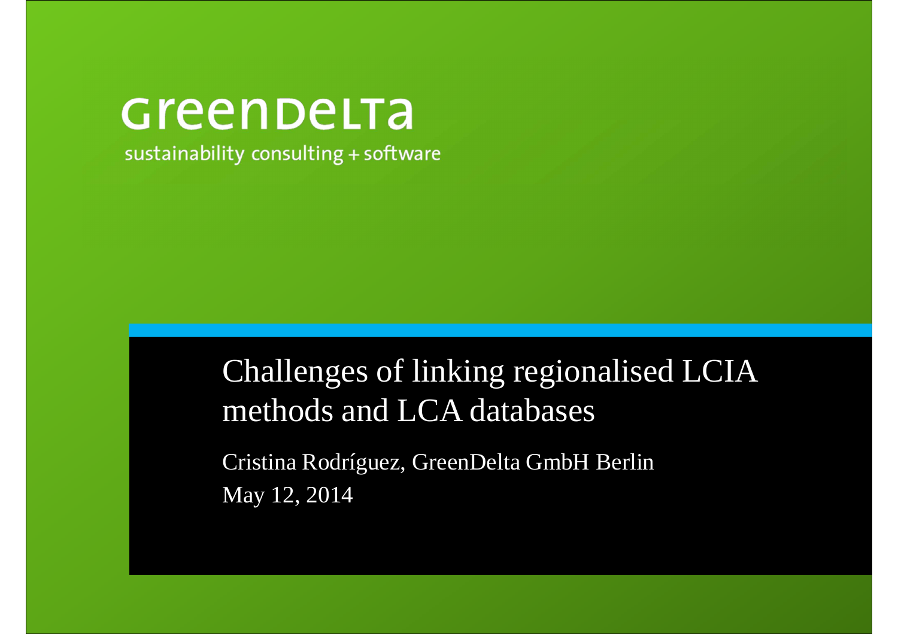GreenDelta

sustainability consulting + software

# Challenges of linking regionalised LCIA methods and LCA databases

Cristina Rodríguez, GreenDelta GmbH Berlin

May 12, 2014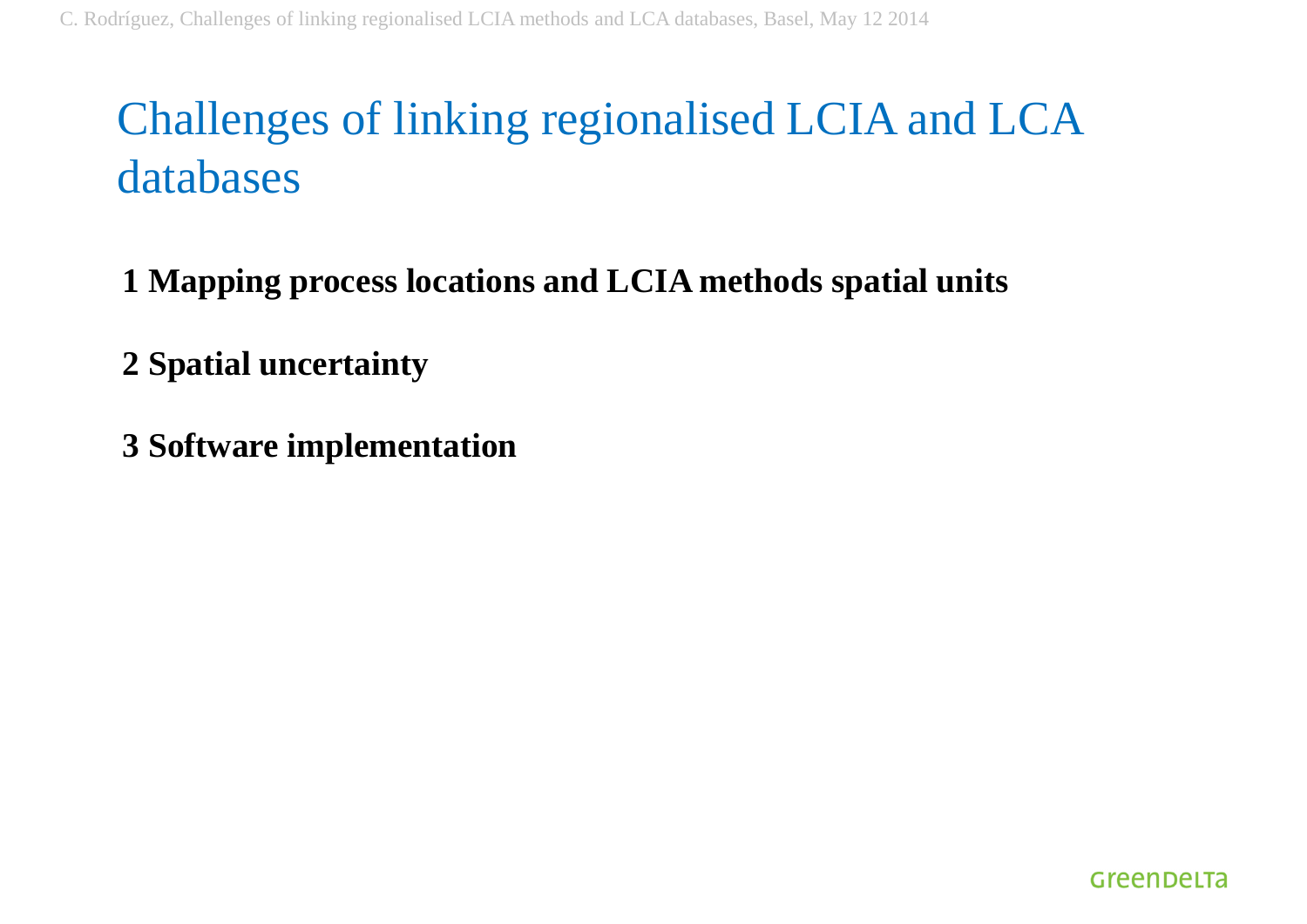# Challenges of linking regionalised LCIA and LCA databases

**1 Mapping process locations and LCIA methods spatial units**

**2 Spatial uncertainty**

**3 Software implementation**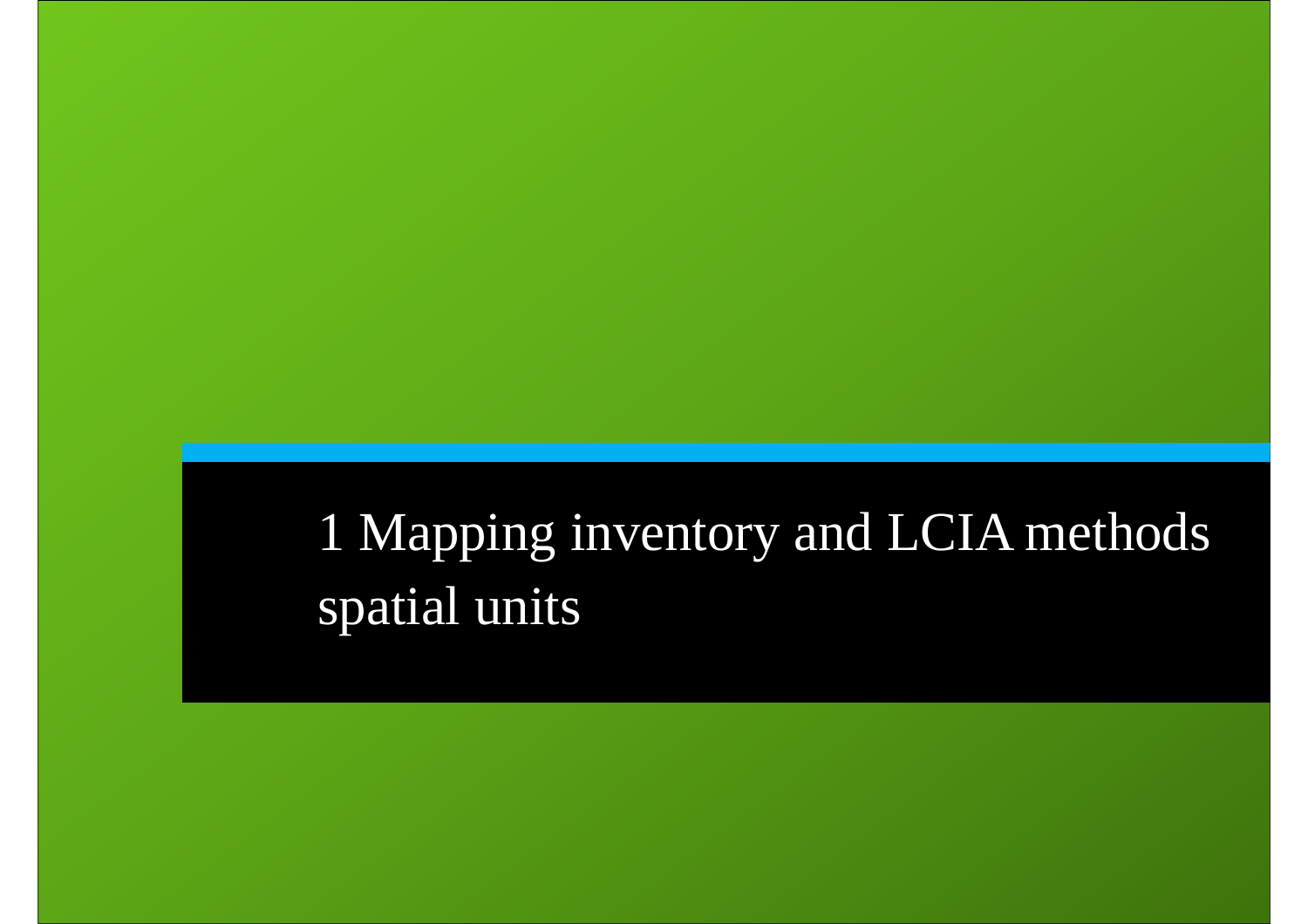# 1 Mapping inventory and LCIA methods spatial units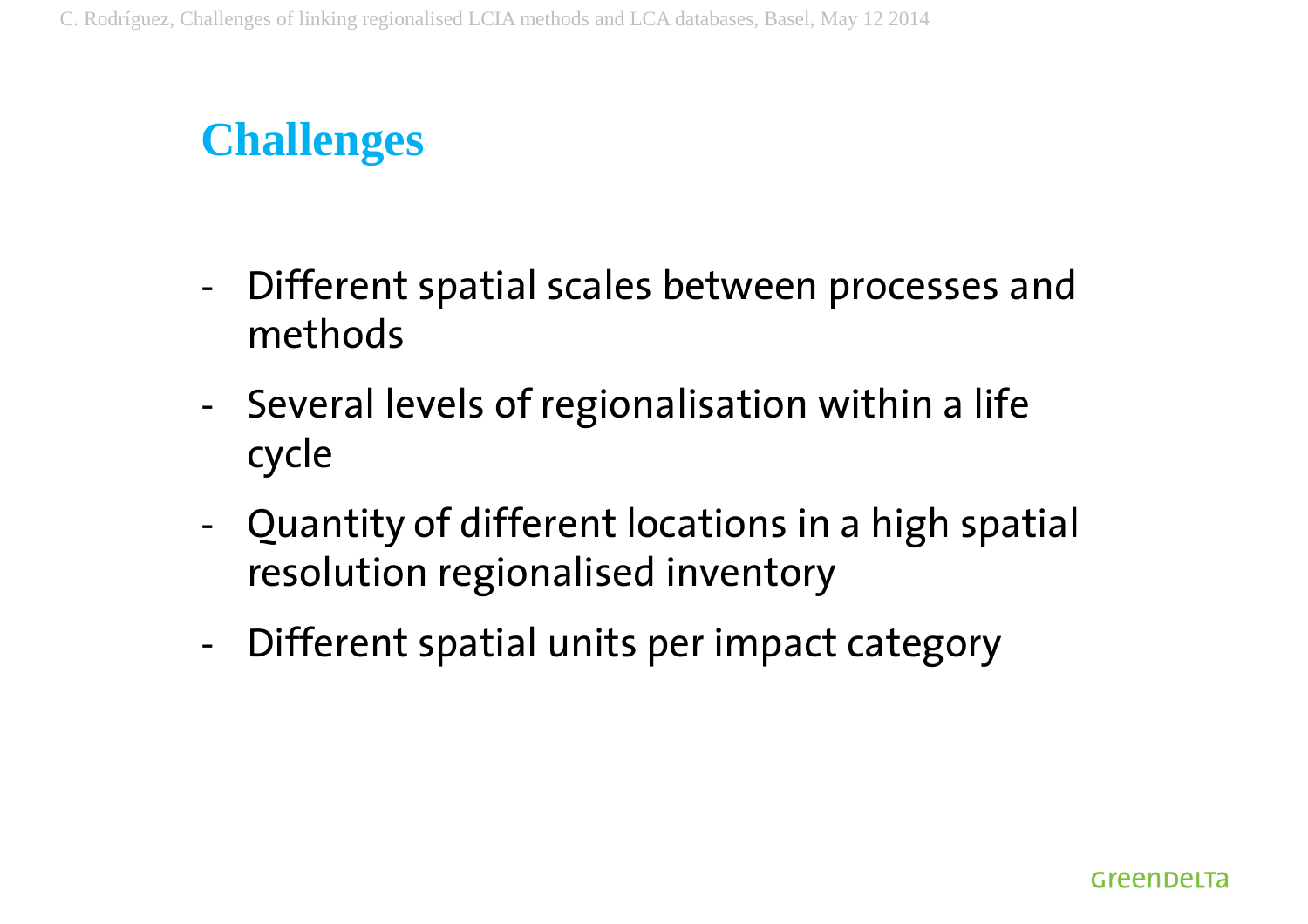# Challenges

- Different spatial scales between processes and methods
- Several levels of regionalisation within a life cycle
- Quantity of different locations in a high spatial resolution regionalised inventory
- Different spatial units per impact category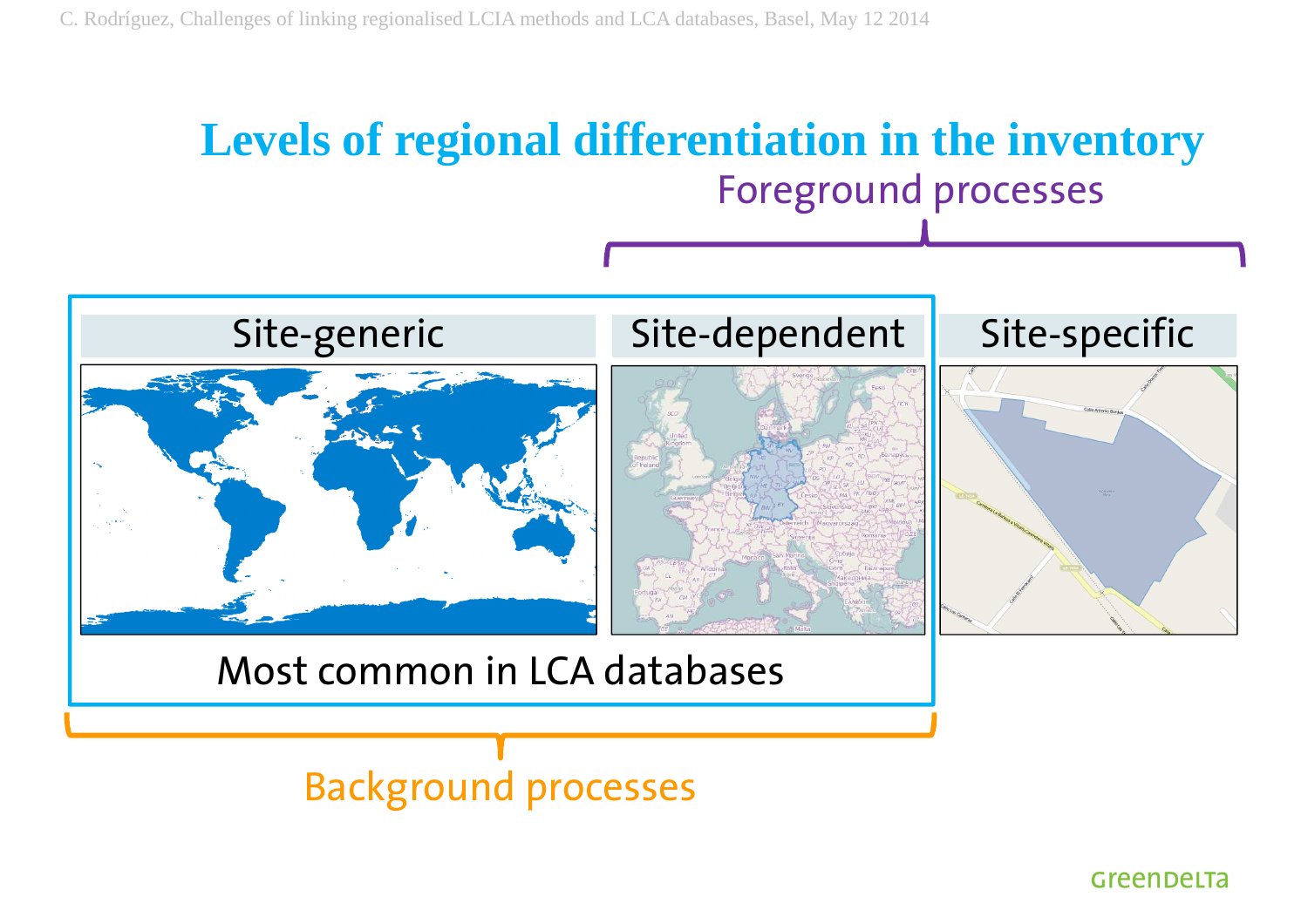# Levels of regional differentiation in the inventory

Foreground processes

Site-generic

Site-dependent

Site-specific

Most common in LCA databases

Background processes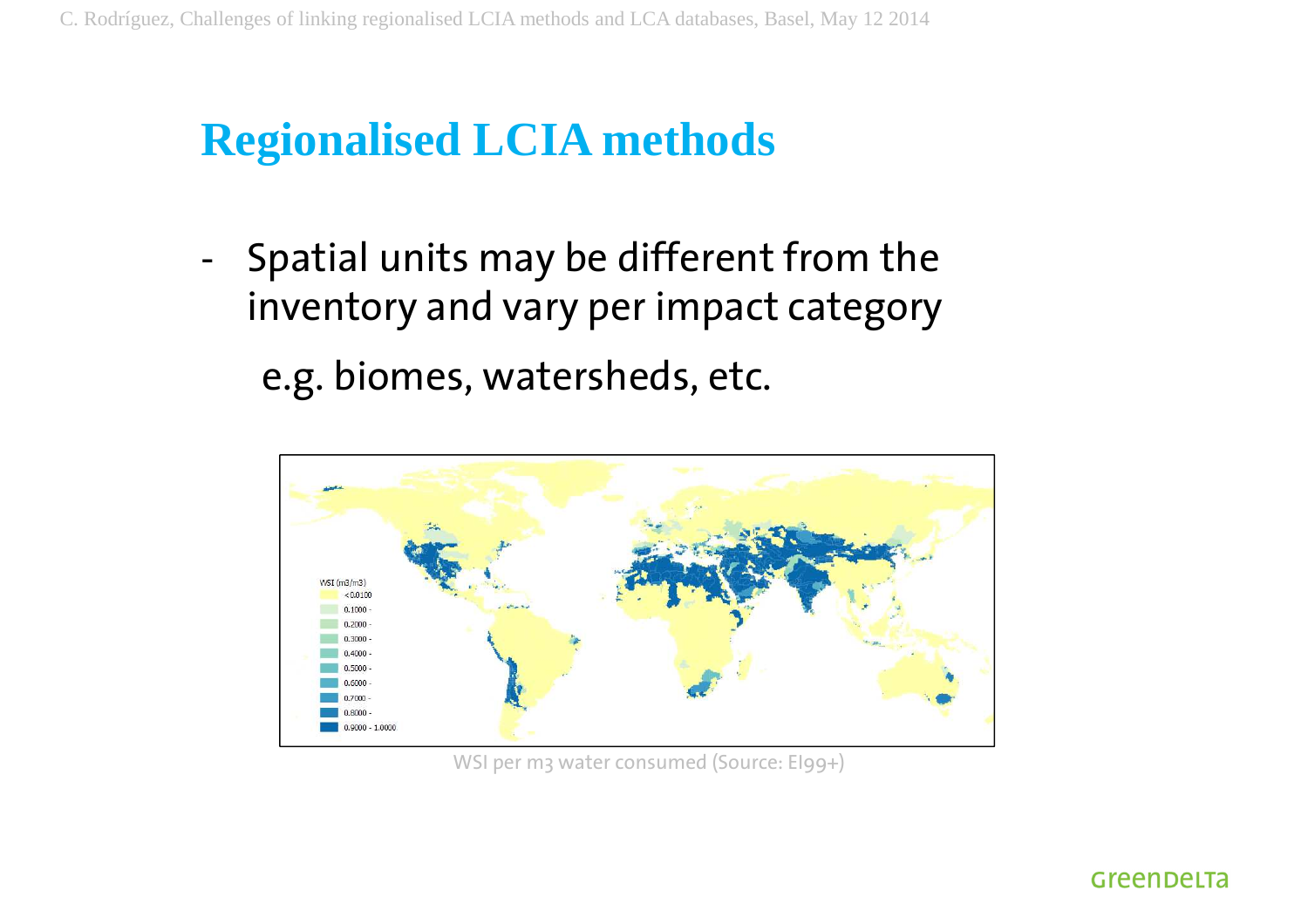# Regionalised LCIA methods

- Spatial units may be different from the inventory and vary per impact category

  e.g. biomes, watersheds, etc.

WSI per m3 water consumed (Source: EI99+)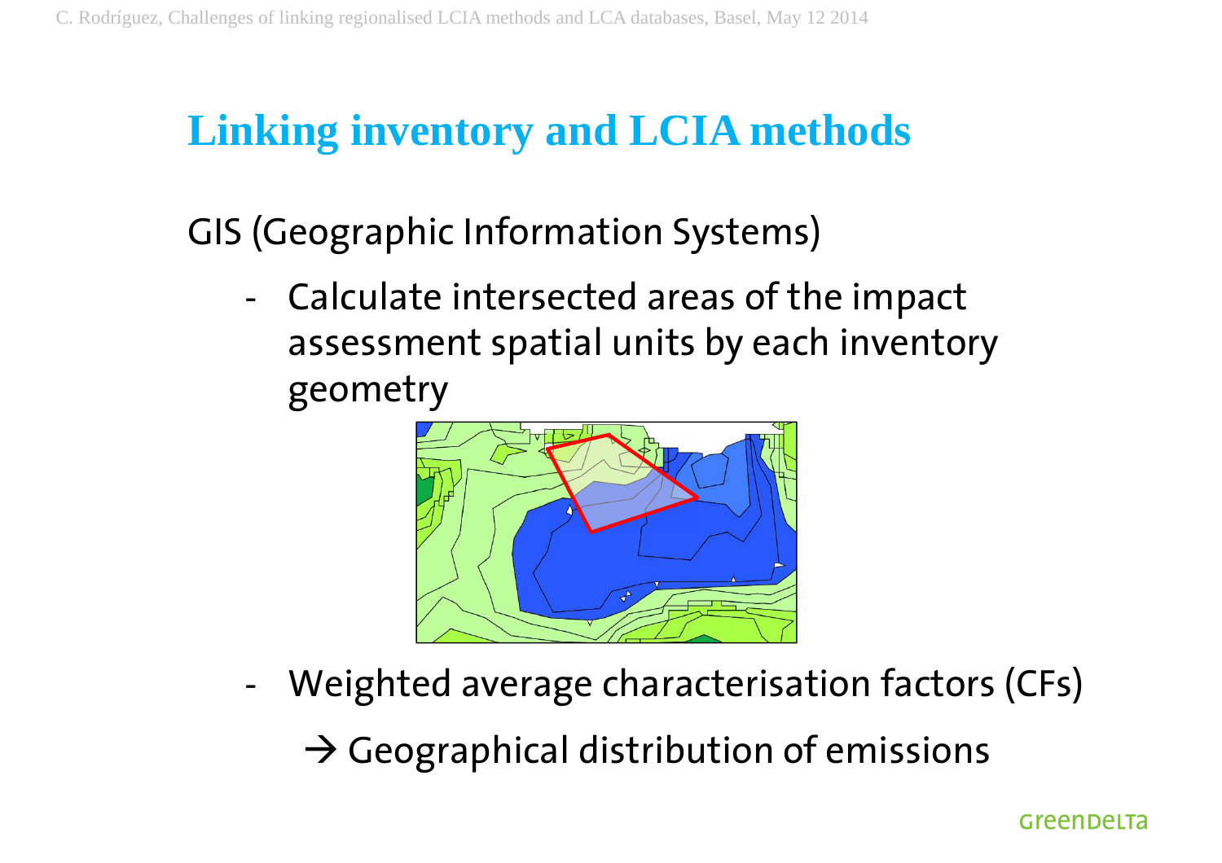# Linking inventory and LCIA methods

GIS (Geographic Information Systems)

- Calculate intersected areas of the impact assessment spatial units by each inventory geometry
- Weighted average characterisation factors (CFs)

  → Geographical distribution of emissions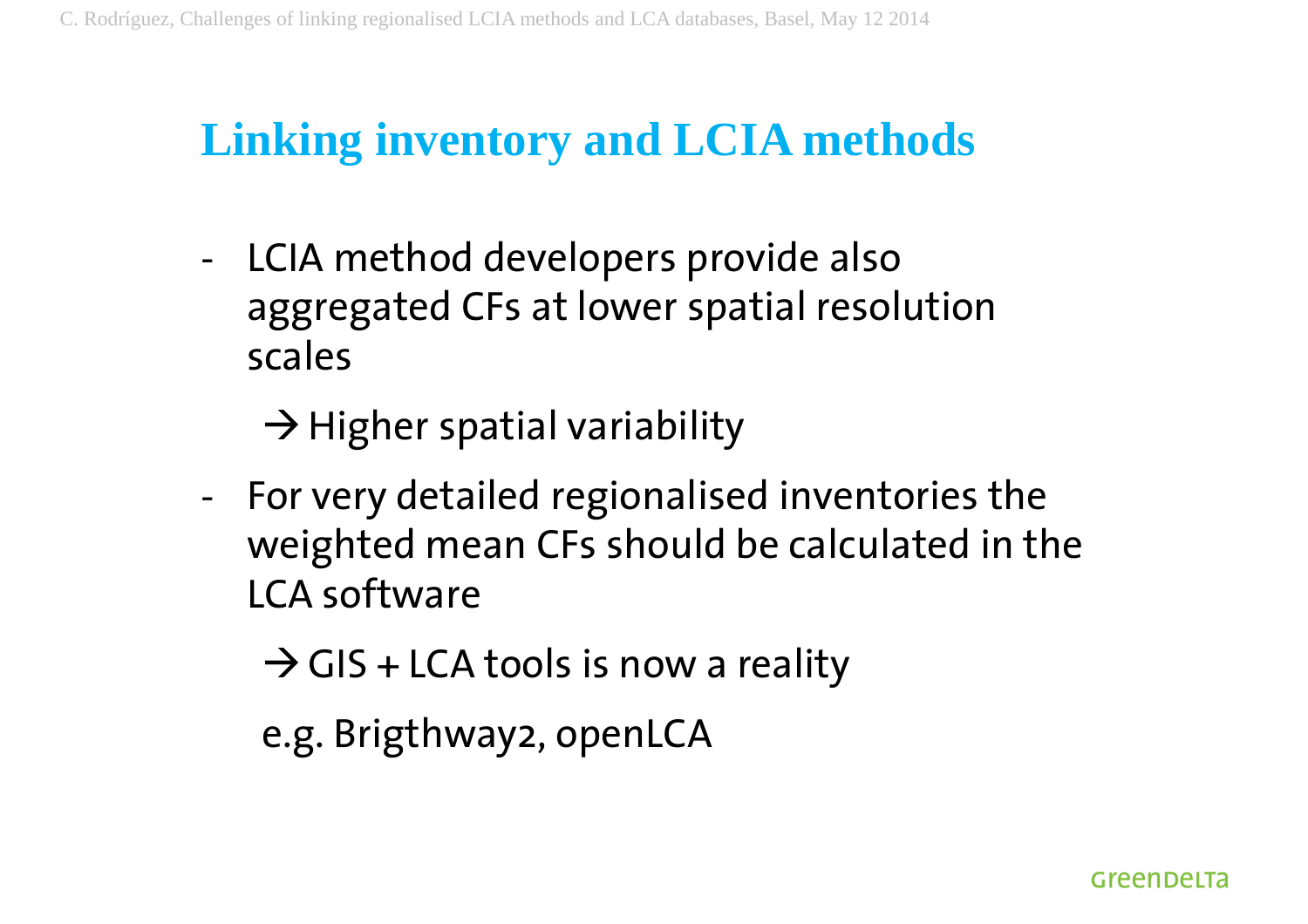# Linking inventory and LCIA methods

- LCIA method developers provide also aggregated CFs at lower spatial resolution scales

  → Higher spatial variability

- For very detailed regionalised inventories the weighted mean CFs should be calculated in the LCA software

  → GIS + LCA tools is now a reality

  e.g. Brigthway2, openLCA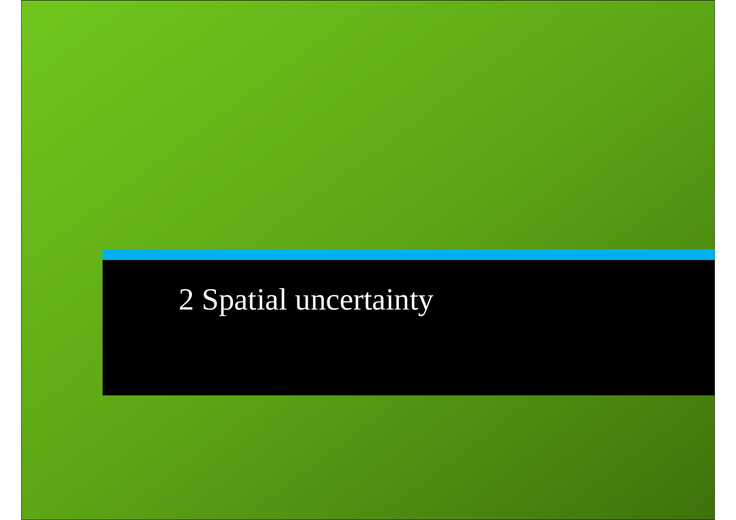# 2 Spatial uncertainty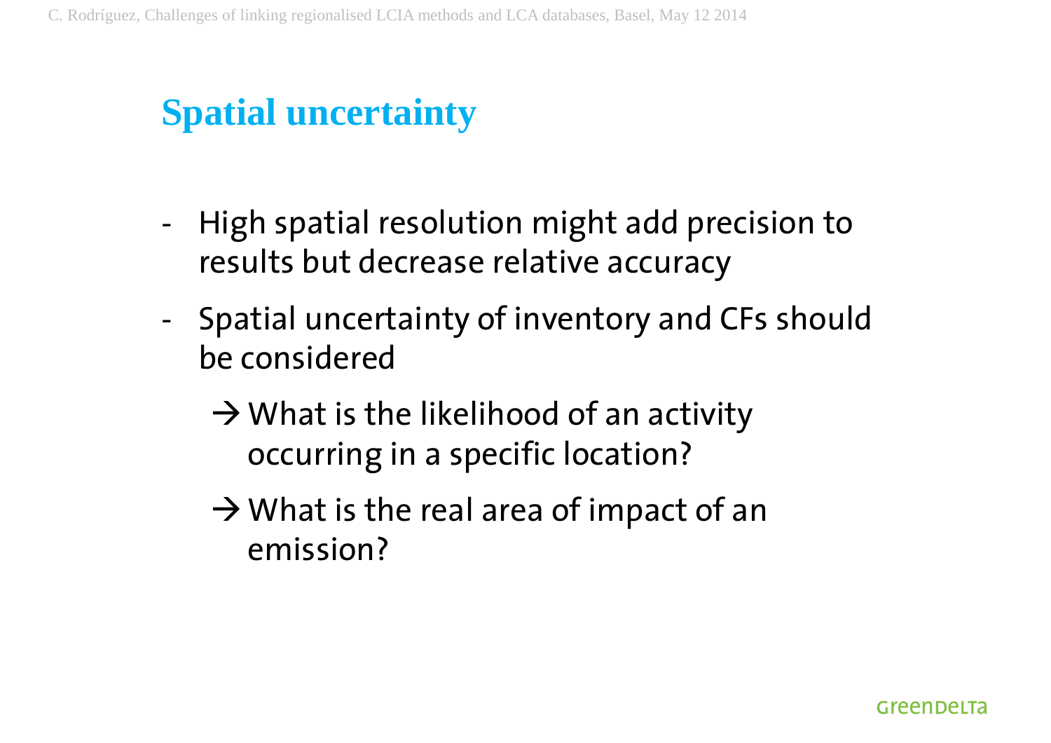# Spatial uncertainty

- High spatial resolution might add precision to results but decrease relative accuracy
- Spatial uncertainty of inventory and CFs should be considered
  - → What is the likelihood of an activity occurring in a specific location?
  - → What is the real area of impact of an emission?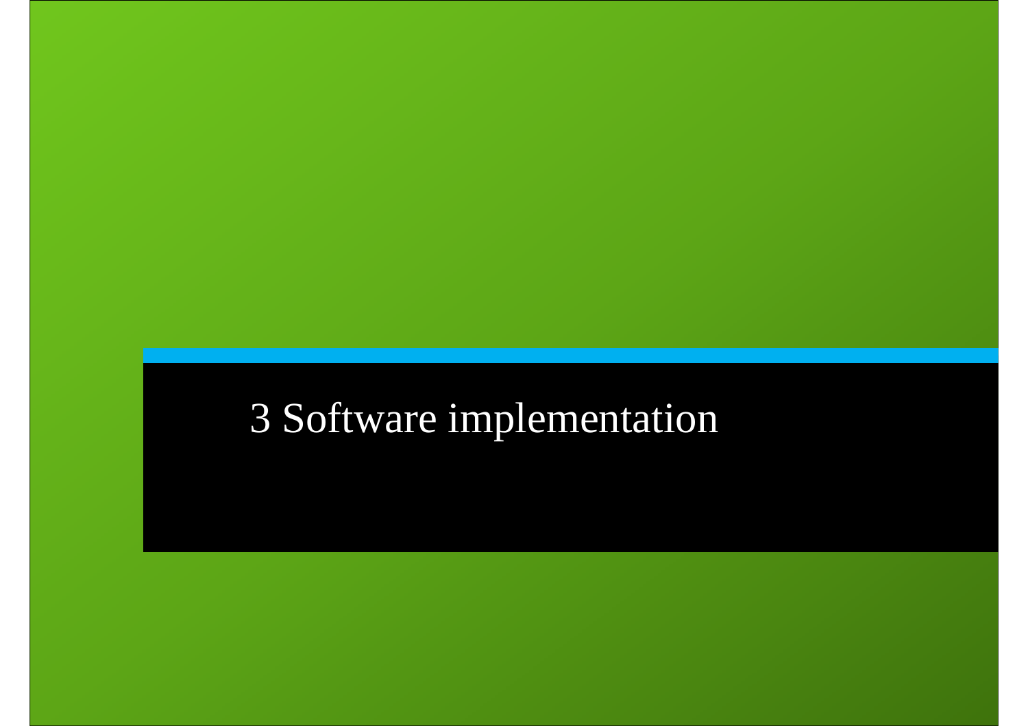# 3 Software implementation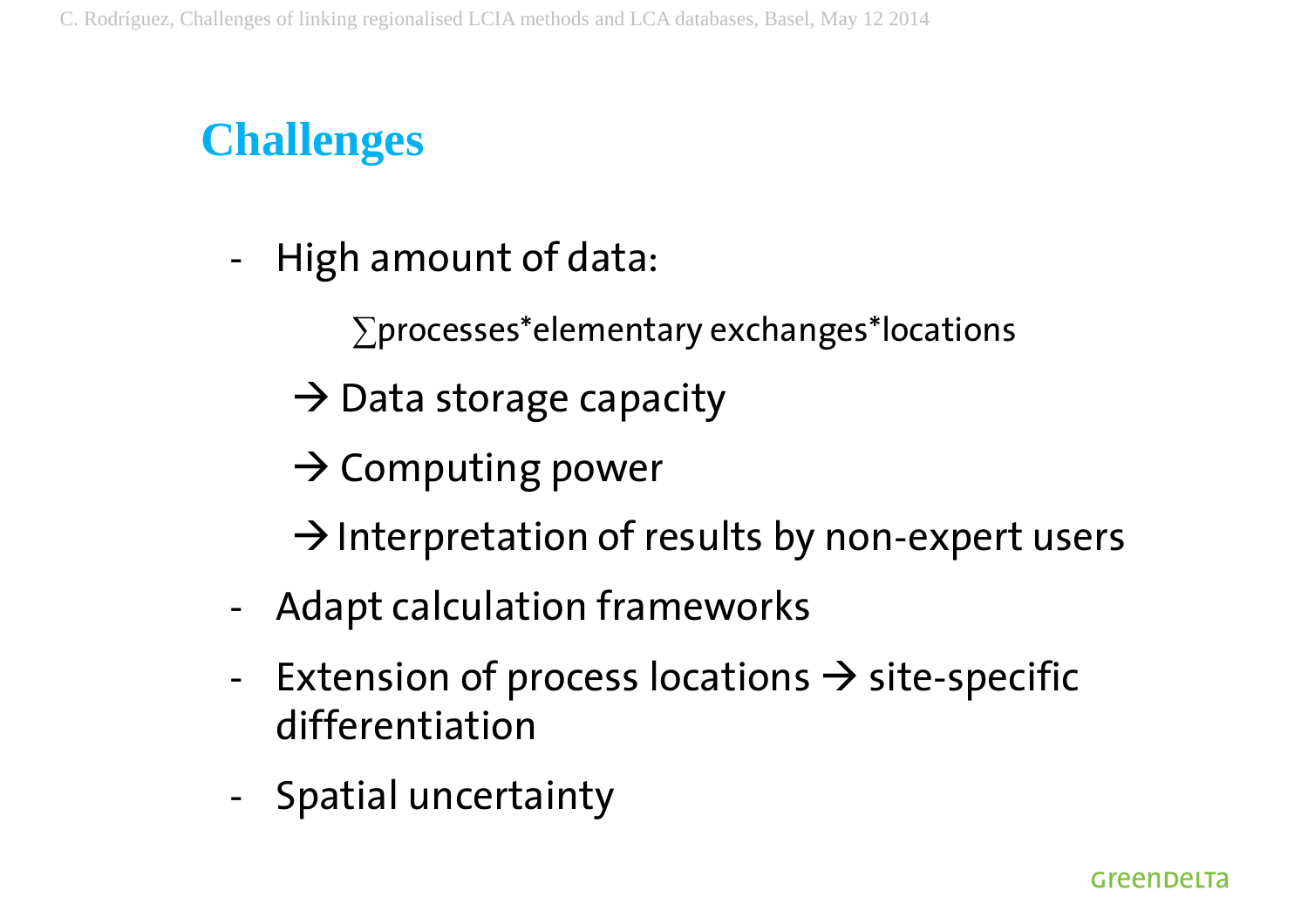## Challenges

- High amount of data:

  $\sum$processes*elementary exchanges*locations

  → Data storage capacity

  → Computing power

  → Interpretation of results by non-expert users

- Adapt calculation frameworks
- Extension of process locations → site-specific differentiation
- Spatial uncertainty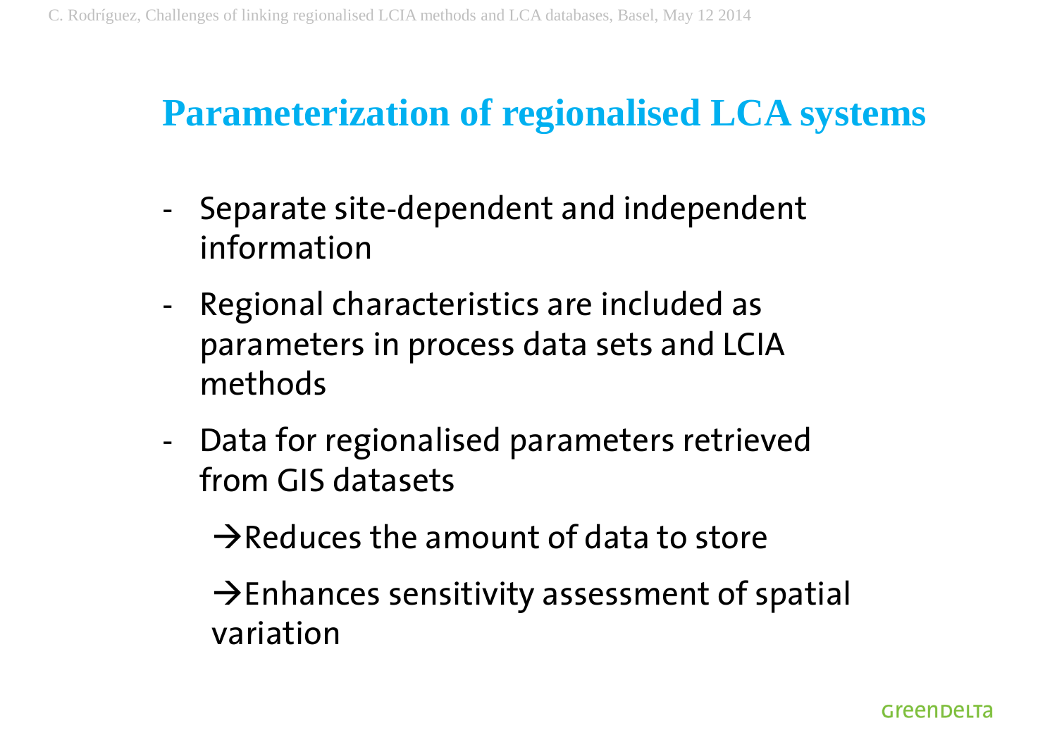# Parameterization of regionalised LCA systems

- Separate site-dependent and independent information
- Regional characteristics are included as parameters in process data sets and LCIA methods
- Data for regionalised parameters retrieved from GIS datasets

  →Reduces the amount of data to store

  →Enhances sensitivity assessment of spatial variation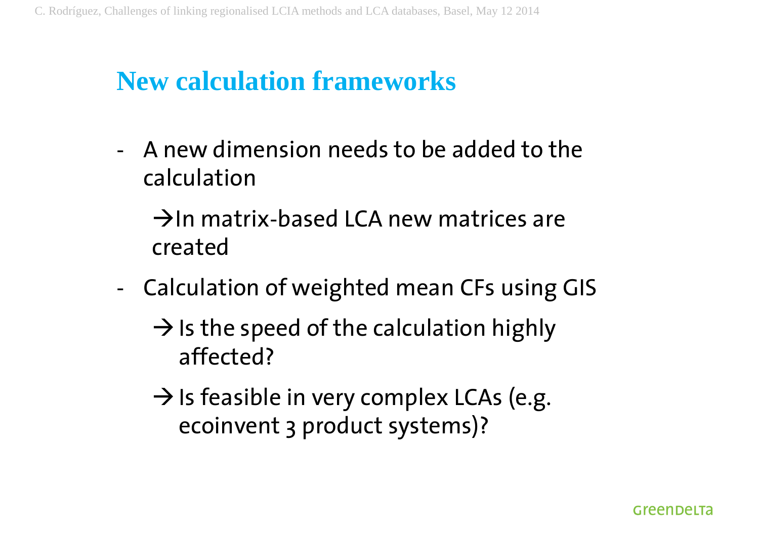# New calculation frameworks

- A new dimension needs to be added to the calculation

  → In matrix-based LCA new matrices are created

- Calculation of weighted mean CFs using GIS

  → Is the speed of the calculation highly affected?

  → Is feasible in very complex LCAs (e.g. ecoinvent 3 product systems)?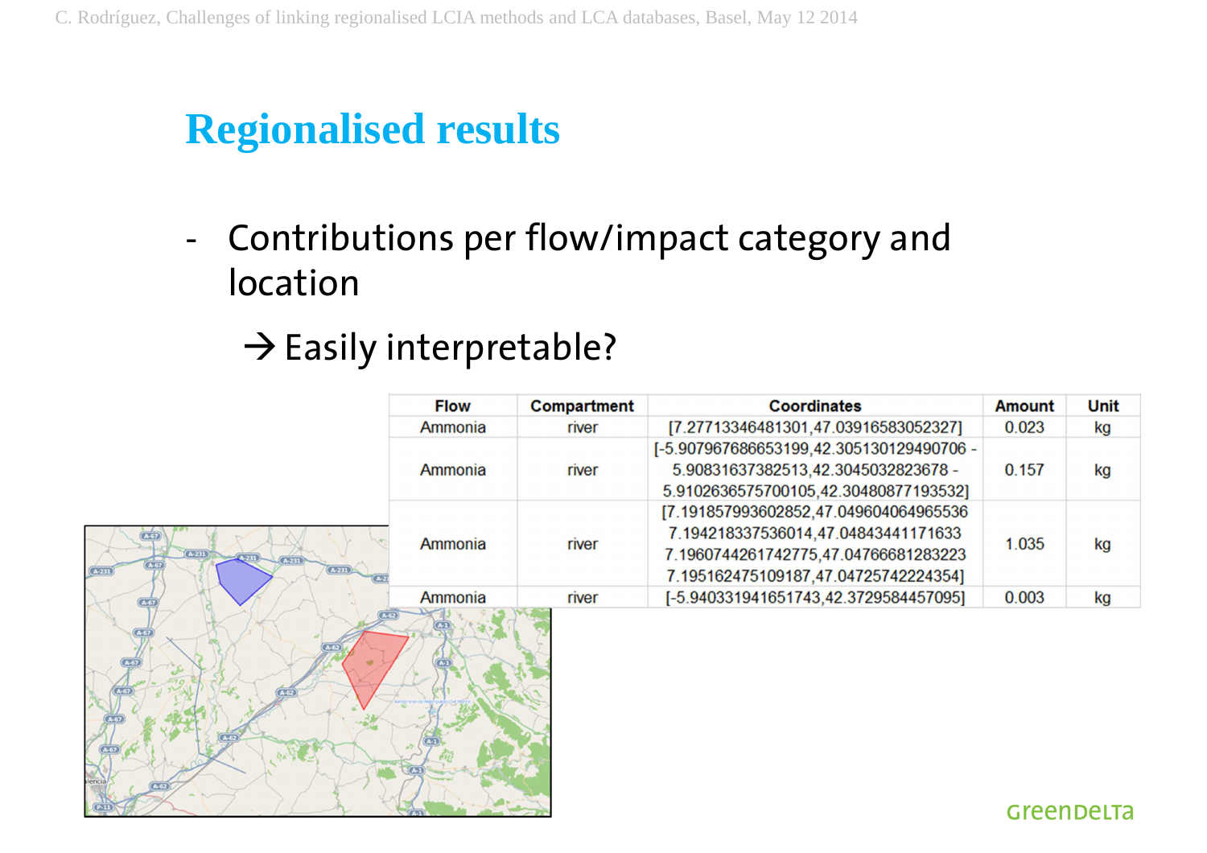# Regionalised results

- Contributions per flow/impact category and location

  → Easily interpretable?

| Flow | Compartment | Coordinates | Amount | Unit |
|---|---|---|---|---|
| Ammonia | river | [7.27713346481301,47.03916583052327] | 0.023 | kg |
| Ammonia | river | [-5.907967686653199,42.305130129490706 - 5.90831637382513,42.3045032823678 - 5.9102636575700105,42.30480877193532] | 0.157 | kg |
| Ammonia | river | [7.191857993602852,47.049604064965536 7.194218337536014,47.04843441171633 7.1960744261742775,47.04766681283223 7.19516247510918 7,47.04725742224354] | 1.035 | kg |
| Ammonia | river | [-5.940331941651743,42.3729584457095] | 0.003 | kg |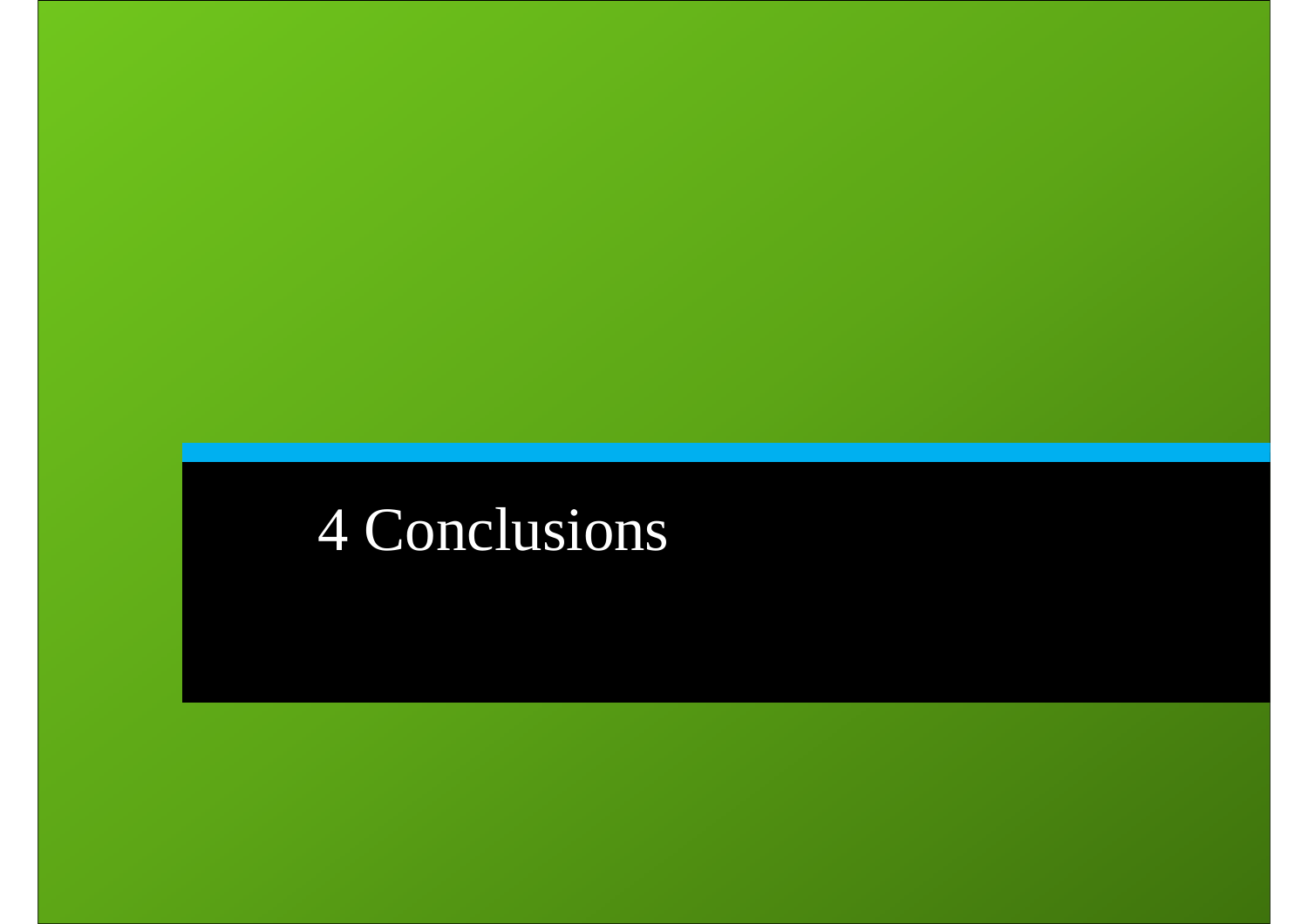# 4 Conclusions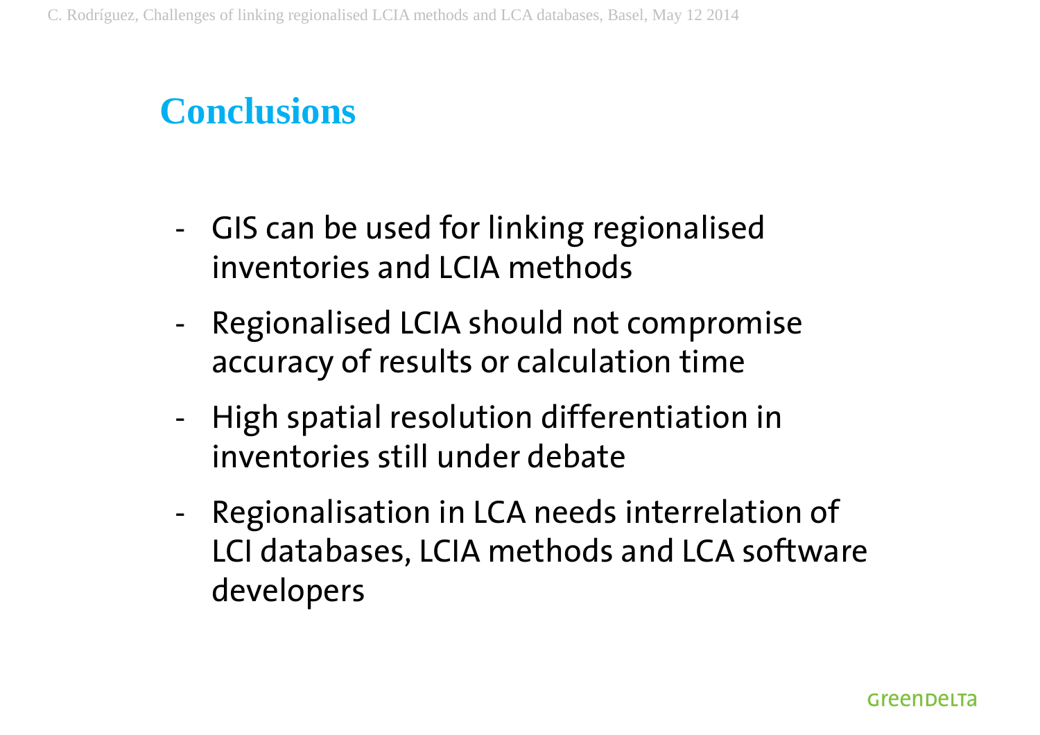# Conclusions

- GIS can be used for linking regionalised inventories and LCIA methods
- Regionalised LCIA should not compromise accuracy of results or calculation time
- High spatial resolution differentiation in inventories still under debate
- Regionalisation in LCA needs interrelation of LCI databases, LCIA methods and LCA software developers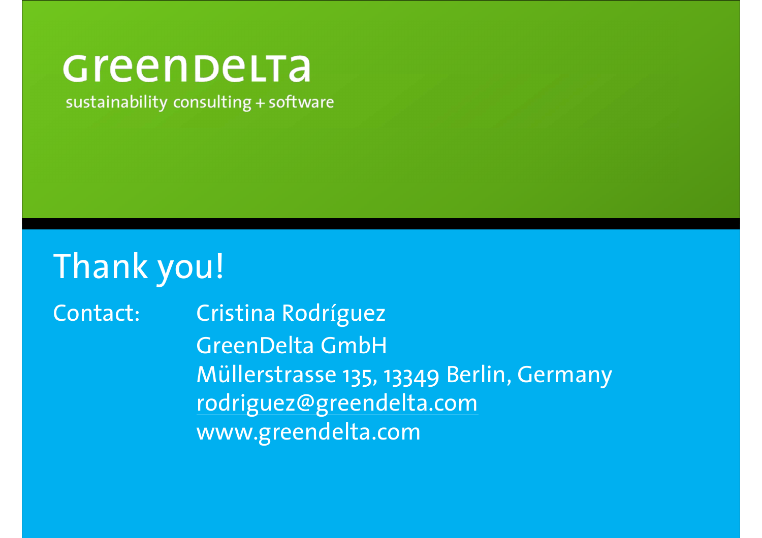GreenDelta

sustainability consulting + software

# Thank you!

Contact: Cristina Rodríguez
GreenDelta GmbH
Müllerstrasse 135, 13349 Berlin, Germany
rodriguez@greendelta.com
www.greendelta.com